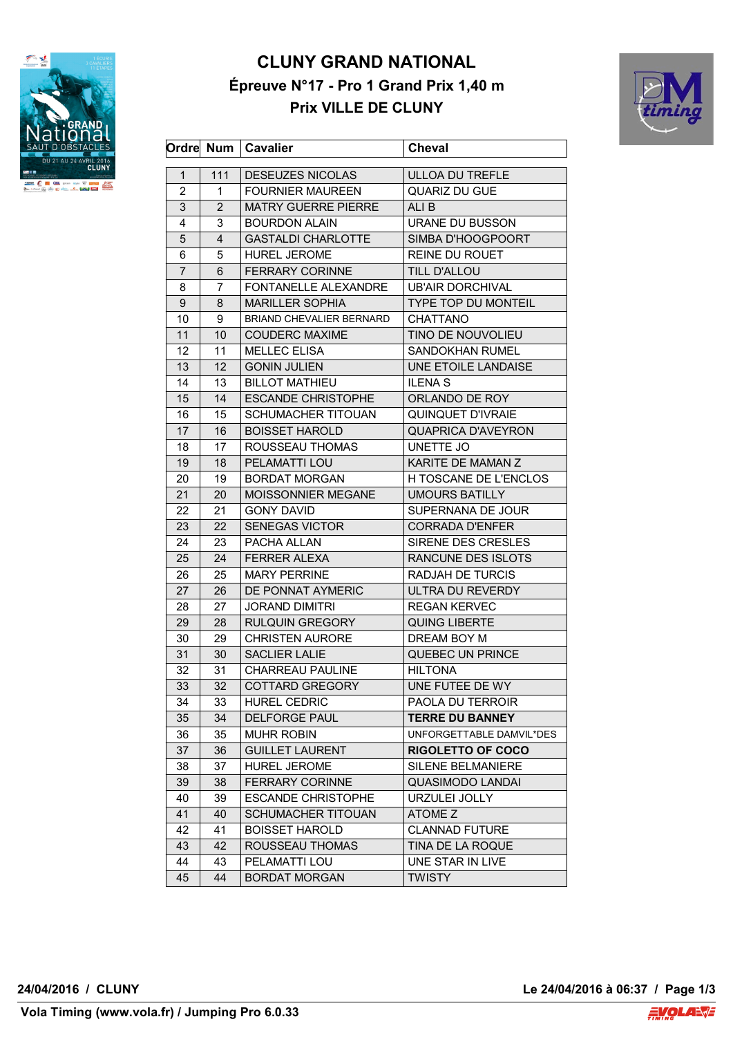# CLUNY GRAND NATIONAL

## Épreuve N°17 - Pro 1 Grand Prix 1,40 m

## Prix VILLE DE CLUNY

| Ordre | Num | Cavalier | Cheval |
|---|---|---|---|
| 1 | 111 | DESEUZES NICOLAS | ULLOA DU TREFLE |
| 2 | 1 | FOURNIER MAUREEN | QUARIZ DU GUE |
| 3 | 2 | MATRY GUERRE PIERRE | ALI B |
| 4 | 3 | BOURDON ALAIN | URANE DU BUSSON |
| 5 | 4 | GASTALDI CHARLOTTE | SIMBA D'HOOGPOORT |
| 6 | 5 | HUREL JEROME | REINE DU ROUET |
| 7 | 6 | FERRARY CORINNE | TILL D'ALLOU |
| 8 | 7 | FONTANELLE ALEXANDRE | UB'AIR DORCHIVAL |
| 9 | 8 | MARILLER SOPHIA | TYPE TOP DU MONTEIL |
| 10 | 9 | BRIAND CHEVALIER BERNARD | CHATTANO |
| 11 | 10 | COUDERC MAXIME | TINO DE NOUVOLIEU |
| 12 | 11 | MELLEC ELISA | SANDOKHAN RUMEL |
| 13 | 12 | GONIN JULIEN | UNE ETOILE LANDAISE |
| 14 | 13 | BILLOT MATHIEU | ILENA S |
| 15 | 14 | ESCANDE CHRISTOPHE | ORLANDO DE ROY |
| 16 | 15 | SCHUMACHER TITOUAN | QUINQUET D'IVRAIE |
| 17 | 16 | BOISSET HAROLD | QUAPRICA D'AVEYRON |
| 18 | 17 | ROUSSEAU THOMAS | UNETTE JO |
| 19 | 18 | PELAMATTI LOU | KARITE DE MAMAN Z |
| 20 | 19 | BORDAT MORGAN | H TOSCANE DE L'ENCLOS |
| 21 | 20 | MOISSONNIER MEGANE | UMOURS BATILLY |
| 22 | 21 | GONY DAVID | SUPERNANA DE JOUR |
| 23 | 22 | SENEGAS VICTOR | CORRADA D'ENFER |
| 24 | 23 | PACHA ALLAN | SIRENE DES CRESLES |
| 25 | 24 | FERRER ALEXA | RANCUNE DES ISLOTS |
| 26 | 25 | MARY PERRINE | RADJAH DE TURCIS |
| 27 | 26 | DE PONNAT AYMERIC | ULTRA DU REVERDY |
| 28 | 27 | JORAND DIMITRI | REGAN KERVEC |
| 29 | 28 | RULQUIN GREGORY | QUING LIBERTE |
| 30 | 29 | CHRISTEN AURORE | DREAM BOY M |
| 31 | 30 | SACLIER LALIE | QUEBEC UN PRINCE |
| 32 | 31 | CHARREAU PAULINE | HILTONA |
| 33 | 32 | COTTARD GREGORY | UNE FUTEE DE WY |
| 34 | 33 | HUREL CEDRIC | PAOLA DU TERROIR |
| 35 | 34 | DELFORGE PAUL | **TERRE DU BANNEY** |
| 36 | 35 | MUHR ROBIN | UNFORGETTABLE DAMVIL*DES |
| 37 | 36 | GUILLET LAURENT | **RIGOLETTO OF COCO** |
| 38 | 37 | HUREL JEROME | SILENE BELMANIERE |
| 39 | 38 | FERRARY CORINNE | QUASIMODO LANDAI |
| 40 | 39 | ESCANDE CHRISTOPHE | URZULEI JOLLY |
| 41 | 40 | SCHUMACHER TITOUAN | ATOME Z |
| 42 | 41 | BOISSET HAROLD | CLANNAD FUTURE |
| 43 | 42 | ROUSSEAU THOMAS | TINA DE LA ROQUE |
| 44 | 43 | PELAMATTI LOU | UNE STAR IN LIVE |
| 45 | 44 | BORDAT MORGAN | TWISTY |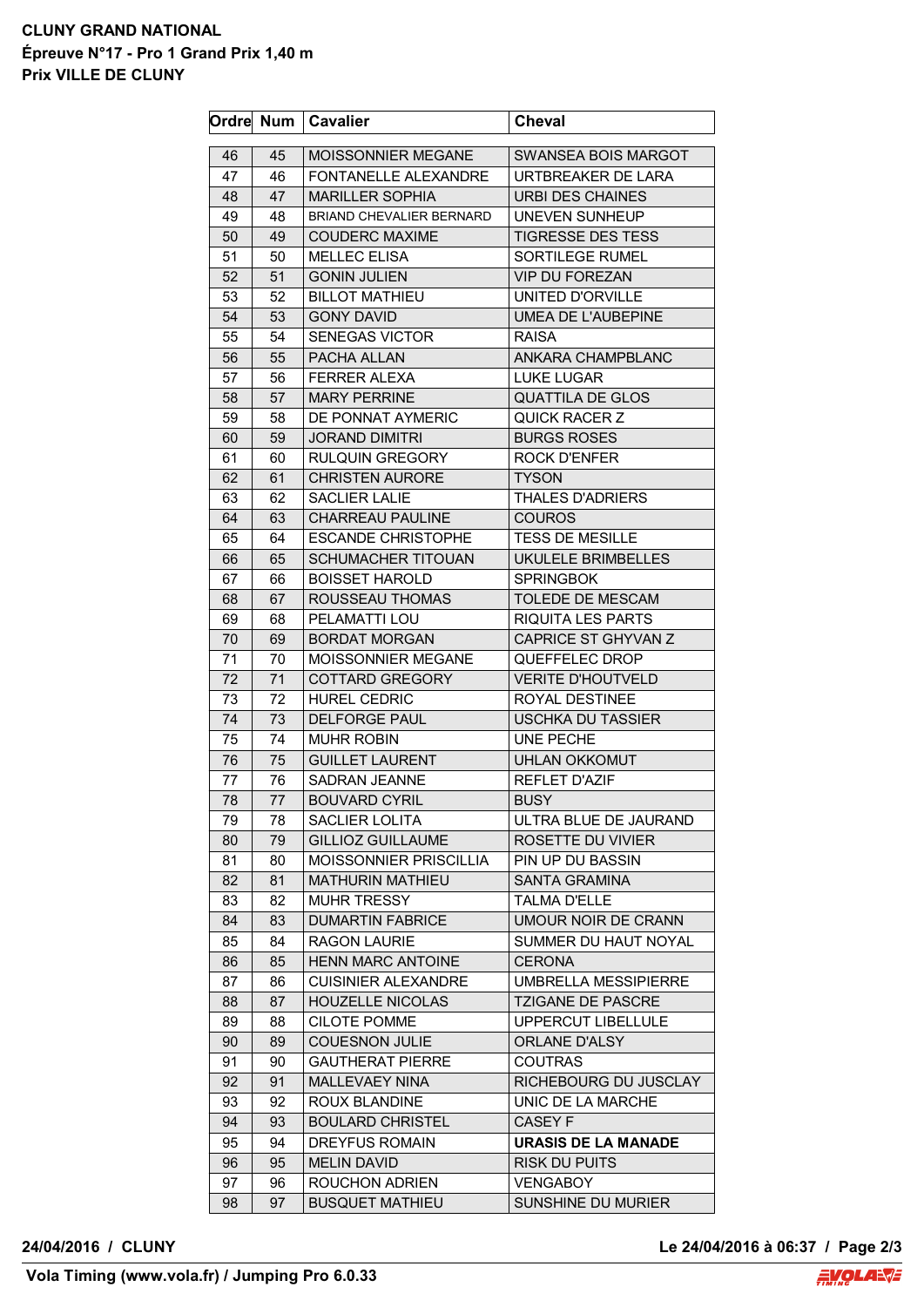**CLUNY GRAND NATIONAL**
**Épreuve N°17 - Pro 1 Grand Prix 1,40 m**
**Prix VILLE DE CLUNY**

| Ordre | Num | Cavalier | Cheval |
|---|---|---|---|
| 46 | 45 | MOISSONNIER MEGANE | SWANSEA BOIS MARGOT |
| 47 | 46 | FONTANELLE ALEXANDRE | URTBREAKER DE LARA |
| 48 | 47 | MARILLER SOPHIA | URBI DES CHAINES |
| 49 | 48 | BRIAND CHEVALIER BERNARD | UNEVEN SUNHEUP |
| 50 | 49 | COUDERC MAXIME | TIGRESSE DES TESS |
| 51 | 50 | MELLEC ELISA | SORTILEGE RUMEL |
| 52 | 51 | GONIN JULIEN | VIP DU FOREZAN |
| 53 | 52 | BILLOT MATHIEU | UNITED D'ORVILLE |
| 54 | 53 | GONY DAVID | UMEA DE L'AUBEPINE |
| 55 | 54 | SENEGAS VICTOR | RAISA |
| 56 | 55 | PACHA ALLAN | ANKARA CHAMPBLANC |
| 57 | 56 | FERRER ALEXA | LUKE LUGAR |
| 58 | 57 | MARY PERRINE | QUATTILA DE GLOS |
| 59 | 58 | DE PONNAT AYMERIC | QUICK RACER Z |
| 60 | 59 | JORAND DIMITRI | BURGS ROSES |
| 61 | 60 | RULQUIN GREGORY | ROCK D'ENFER |
| 62 | 61 | CHRISTEN AURORE | TYSON |
| 63 | 62 | SACLIER LALIE | THALES D'ADRIERS |
| 64 | 63 | CHARREAU PAULINE | COUROS |
| 65 | 64 | ESCANDE CHRISTOPHE | TESS DE MESILLE |
| 66 | 65 | SCHUMACHER TITOUAN | UKULELE BRIMBELLES |
| 67 | 66 | BOISSET HAROLD | SPRINGBOK |
| 68 | 67 | ROUSSEAU THOMAS | TOLEDE DE MESCAM |
| 69 | 68 | PELAMATTI LOU | RIQUITA LES PARTS |
| 70 | 69 | BORDAT MORGAN | CAPRICE ST GHYVAN Z |
| 71 | 70 | MOISSONNIER MEGANE | QUEFFELEC DROP |
| 72 | 71 | COTTARD GREGORY | VERITE D'HOUTVELD |
| 73 | 72 | HUREL CEDRIC | ROYAL DESTINEE |
| 74 | 73 | DELFORGE PAUL | USCHKA DU TASSIER |
| 75 | 74 | MUHR ROBIN | UNE PECHE |
| 76 | 75 | GUILLET LAURENT | UHLAN OKKOMUT |
| 77 | 76 | SADRAN JEANNE | REFLET D'AZIF |
| 78 | 77 | BOUVARD CYRIL | BUSY |
| 79 | 78 | SACLIER LOLITA | ULTRA BLUE DE JAURAND |
| 80 | 79 | GILLIOZ GUILLAUME | ROSETTE DU VIVIER |
| 81 | 80 | MOISSONNIER PRISCILLIA | PIN UP DU BASSIN |
| 82 | 81 | MATHURIN MATHIEU | SANTA GRAMINA |
| 83 | 82 | MUHR TRESSY | TALMA D'ELLE |
| 84 | 83 | DUMARTIN FABRICE | UMOUR NOIR DE CRANN |
| 85 | 84 | RAGON LAURIE | SUMMER DU HAUT NOYAL |
| 86 | 85 | HENN MARC ANTOINE | CERONA |
| 87 | 86 | CUISINIER ALEXANDRE | UMBRELLA MESSIPIERRE |
| 88 | 87 | HOUZELLE NICOLAS | TZIGANE DE PASCRE |
| 89 | 88 | CILOTE POMME | UPPERCUT LIBELLULE |
| 90 | 89 | COUESNON JULIE | ORLANE D'ALSY |
| 91 | 90 | GAUTHERAT PIERRE | COUTRAS |
| 92 | 91 | MALLEVAEY NINA | RICHEBOURG DU JUSCLAY |
| 93 | 92 | ROUX BLANDINE | UNIC DE LA MARCHE |
| 94 | 93 | BOULARD CHRISTEL | CASEY F |
| 95 | 94 | DREYFUS ROMAIN | **URASIS DE LA MANADE** |
| 96 | 95 | MELIN DAVID | RISK DU PUITS |
| 97 | 96 | ROUCHON ADRIEN | VENGABOY |
| 98 | 97 | BUSQUET MATHIEU | SUNSHINE DU MURIER |

**24/04/2016 / CLUNY** **Le 24/04/2016 à 06:37**

**Vola Timing (www.vola.fr) / Jumping Pro 6.0.33**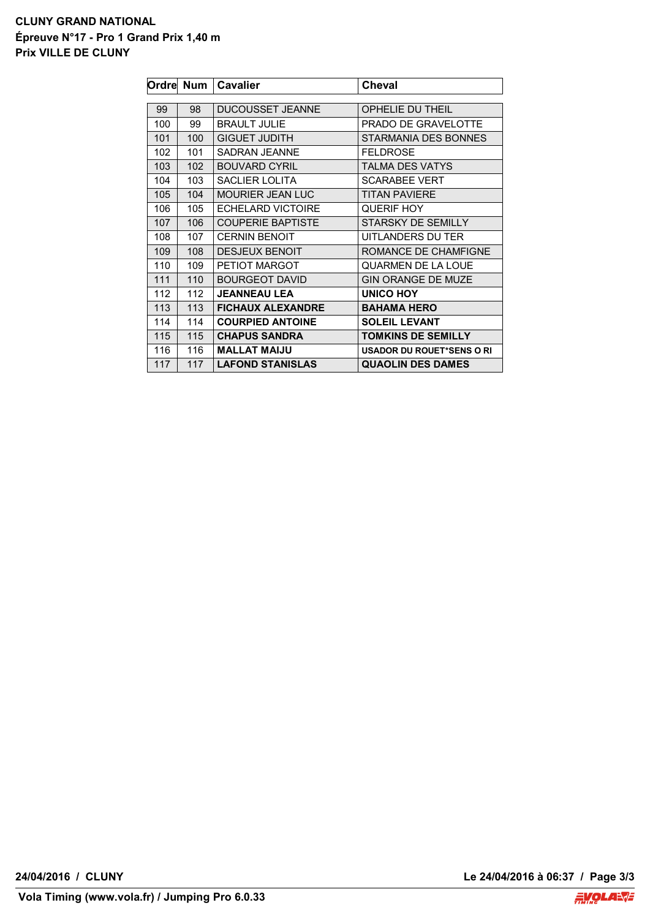**CLUNY GRAND NATIONAL**
**Épreuve N°17 - Pro 1 Grand Prix 1,40 m**
**Prix VILLE DE CLUNY**

| Ordre | Num | Cavalier | Cheval |
|---|---|---|---|
| 99 | 98 | DUCOUSSET JEANNE | OPHELIE DU THEIL |
| 100 | 99 | BRAULT JULIE | PRADO DE GRAVELOTTE |
| 101 | 100 | GIGUET JUDITH | STARMANIA DES BONNES |
| 102 | 101 | SADRAN JEANNE | FELDROSE |
| 103 | 102 | BOUVARD CYRIL | TALMA DES VATYS |
| 104 | 103 | SACLIER LOLITA | SCARABEE VERT |
| 105 | 104 | MOURIER JEAN LUC | TITAN PAVIERE |
| 106 | 105 | ECHELARD VICTOIRE | QUERIF HOY |
| 107 | 106 | COUPERIE BAPTISTE | STARSKY DE SEMILLY |
| 108 | 107 | CERNIN BENOIT | UITLANDERS DU TER |
| 109 | 108 | DESJEUX BENOIT | ROMANCE DE CHAMFIGNE |
| 110 | 109 | PETIOT MARGOT | QUARMEN DE LA LOUE |
| 111 | 110 | BOURGEOT DAVID | GIN ORANGE DE MUZE |
| 112 | 112 | **JEANNEAU LEA** | **UNICO HOY** |
| 113 | 113 | **FICHAUX ALEXANDRE** | **BAHAMA HERO** |
| 114 | 114 | **COURPIED ANTOINE** | **SOLEIL LEVANT** |
| 115 | 115 | **CHAPUS SANDRA** | **TOMKINS DE SEMILLY** |
| 116 | 116 | **MALLAT MAIJU** | **USADOR DU ROUET*SENS O RI** |
| 117 | 117 | **LAFOND STANISLAS** | **QUAOLIN DES DAMES** |

**24/04/2016 / CLUNY** **Le 24/04/2016 à 06:37**

**Vola Timing (www.vola.fr) / Jumping Pro 6.0.33**